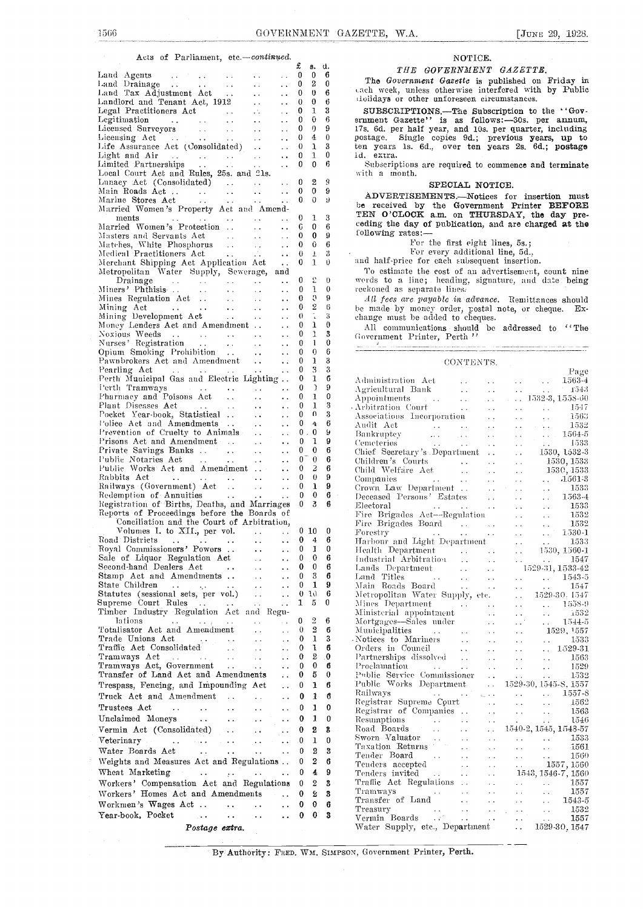Acts of Parliament, etc.—*continued.*

| | £ | s. | d. |
|---|---|---|---|
| Land Agents | 0 | 0 | 6 |
| Land Drainage | 0 | 2 | 0 |
| Land Tax Adjustment Act | 0 | 0 | 6 |
| Landlord and Tenant Act, 1912 | 0 | 0 | 6 |
| Legal Practitioners Act | 0 | 1 | 3 |
| Legitimation | 0 | 0 | 6 |
| Licensed Surveyors | 0 | 0 | 9 |
| Licensing Act | 0 | 4 | 0 |
| Life Assurance Act (Consolidated) | 0 | 1 | 3 |
| Light and Air | 0 | 1 | 0 |
| Limited Partnerships | 0 | 0 | 6 |
| Local Court Act and Rules, 25s. and 21s. | | | |
| Lunacy Act (Consolidated) | 0 | 2 | 9 |
| Main Roads Act | 0 | 0 | 9 |
| Marine Stores Act | 0 | 0 | 9 |
| Married Women's Property Act and Amendments | 0 | 1 | 3 |
| Married Women's Protection | 0 | 0 | 6 |
| Masters and Servants Act | 0 | 0 | 9 |
| Matches, White Phosphorus | 0 | 0 | 6 |
| Medical Practitioners Act | 0 | 1 | 3 |
| Merchant Shipping Act Application Act | 0 | 1 | 0 |
| Metropolitan Water Supply, Sewerage, and Drainage | 0 | 2 | 0 |
| Miners' Phthisis | 0 | 1 | 0 |
| Mines Regulation Act | 0 | 9 | 9 |
| Mining Act | 0 | 2 | 6 |
| Mining Development Act | 0 | 1 | 3 |
| Money Lenders Act and Amendment | 0 | 1 | 0 |
| Noxious Weeds | 0 | 1 | 3 |
| Nurses' Registration | 0 | 1 | 0 |
| Opium Smoking Prohibition | 0 | 0 | 6 |
| Pawnbrokers Act and Amendment | 0 | 1 | 3 |
| Pearling Act | 0 | 3 | 3 |
| Perth Municipal Gas and Electric Lighting | 0 | 1 | 6 |
| Perth Tramways | 0 | 1 | 9 |
| Pharmacy and Poisons Act | 0 | 1 | 0 |
| Plant Diseases Act | 0 | 1 | 3 |
| Pocket Year-book, Statistical | 0 | 0 | 3 |
| Police Act and Amendments | 0 | 4 | 6 |
| Prevention of Cruelty to Animals | 0 | 0 | 9 |
| Prisons Act and Amendment | 0 | 1 | 9 |
| Private Savings Banks | 0 | 0 | 6 |
| Public Notaries Act | 0 | 0 | 6 |
| Public Works Act and Amendment | 0 | 2 | 6 |
| Rabbits Act | 0 | 0 | 9 |
| Railways (Government) Act | 0 | 1 | 9 |
| Redemption of Annuities | 0 | 0 | 6 |
| Registration of Births, Deaths, and Marriages | 0 | 3 | 6 |
| Reports of Proceedings before the Boards of Conciliation and the Court of Arbitration, Volumes I. to XII., per vol. | 0 | 10 | 0 |
| Road Districts | 0 | 4 | 6 |
| Royal Commissioners' Powers | 0 | 1 | 0 |
| Sale of Liquor Regulation Act | 0 | 0 | 6 |
| Second-hand Dealers Act | 0 | 0 | 6 |
| Stamp Act and Amendments | 0 | 3 | 6 |
| State Children | 0 | 1 | 9 |
| Statutes (sessional sets, per vol.) | 0 | 10 | 6 |
| Supreme Court Rules | 1 | 5 | 0 |
| Timber Industry Regulation Act and Regulations | 0 | 2 | 6 |
| Totalisator Act and Amendment | 0 | 2 | 6 |
| Trade Unions Act | 0 | 1 | 3 |
| Traffic Act Consolidated | 0 | 1 | 6 |
| Tramways Act | 0 | 2 | 0 |
| Tramways Act, Government | 0 | 0 | 6 |
| Transfer of Land Act and Amendments | 0 | 5 | 0 |
| Trespass, Fencing, and Impounding Act | 0 | 1 | 6 |
| Truck Act and Amendment | 0 | 1 | 6 |
| Trustees Act | 0 | 1 | 0 |
| Unclaimed Moneys | 0 | 1 | 0 |
| Vermin Act (Consolidated) | 0 | 2 | 3 |
| Veterinary | 0 | 1 | 0 |
| Water Boards Act | 0 | 2 | 3 |
| Weights and Measures Act and Regulations | 0 | 2 | 6 |
| Wheat Marketing | 0 | 4 | 9 |
| Workers' Compensation Act and Regulations | 0 | 2 | 3 |
| Workers' Homes Act and Amendments | 0 | 2 | 3 |
| Workmen's Wages Act | 0 | 0 | 6 |
| Year-book, Pocket | 0 | 0 | 3 |

*Postage extra.*

## NOTICE.

### *THE GOVERNMENT GAZETTE.*

The *Government Gazette* is published on Friday in each week, unless otherwise interfered with by Public Holidays or other unforeseen circumstances.

**SUBSCRIPTIONS.**—The Subscription to the "Government Gazette" is as follows:—30s. per annum, 17s. 6d. per half year, and 10s. per quarter, including postage. Single copies 9d.; previous years, up to ten years 1s. 6d., over ten years 2s. 6d.; postage 1d. extra.

Subscriptions are required to commence and terminate with a month.

### SPECIAL NOTICE.

**ADVERTISEMENTS.**—Notices for insertion must be received by the Government Printer **BEFORE TEN O'CLOCK** a.m. on **THURSDAY**, the day preceding the day of publication, and are charged at the following rates:—

For the first eight lines, 5s.;
For every additional line, 5d.,

and half-price for each subsequent insertion.

To estimate the cost of an advertisement, count nine words to a line; heading, signature, and date being reckoned as separate lines.

*All fees are payable in advance.* Remittances should be made by money order, postal note, or cheque. Exchange must be added to cheques.

All communications should be addressed to "The Government Printer, Perth."

## CONTENTS.

| | Page |
|---|---|
| Administration Act | 1563-4 |
| Agricultural Bank | 1543 |
| Appointments | 1532-3, 1558-60 |
| Arbitration Court | 1547 |
| Associations Incorporation | 1563 |
| Audit Act | 1532 |
| Bankruptcy | 1564-5 |
| Cemeteries | 1533 |
| Chief Secretary's Department | 1530, 1532-3 |
| Children's Courts | 1530, 1533 |
| Child Welfare Act | 1530, 1533 |
| Companies | 1561-3 |
| Crown Law Department | 1533 |
| Deceased Persons' Estates | 1563-4 |
| Electoral | 1533 |
| Fire Brigades Act—Regulation | 1532 |
| Fire Brigades Board | 1532 |
| Forestry | 1530-1 |
| Harbour and Light Department | 1533 |
| Health Department | 1530, 1560-1 |
| Industrial Arbitration | 1547 |
| Lands Department | 1529-31, 1533-42 |
| Land Titles | 1543-5 |
| Main Roads Board | 1547 |
| Metropolitan Water Supply, etc. | 1529-30, 1547 |
| Mines Department | 1558-9 |
| Ministerial appointment | 1532 |
| Mortgages—Sales under | 1544-5 |
| Municipalities | 1529, 1557 |
| Notices to Mariners | 1533 |
| Orders in Council | 1529-31 |
| Partnerships dissolved | 1563 |
| Proclamation | 1529 |
| Public Service Commissioner | 1532 |
| Public Works Department | 1529-30, 1545-8, 1557 |
| Railways | 1557-8 |
| Registrar Supreme Court | 1562 |
| Registrar of Companies | 1563 |
| Resumptions | 1546 |
| Road Boards | 1540-2, 1545, 1548-57 |
| Sworn Valuator | 1533 |
| Taxation Returns | 1561 |
| Tender Board | 1560 |
| Tenders accepted | 1557, 1560 |
| Tenders invited | 1543, 1546-7, 1560 |
| Traffic Act Regulations | 1557 |
| Tramways | 1557 |
| Transfer of Land | 1543-5 |
| Treasury | 1532 |
| Vermin Boards | 1557 |
| Water Supply, etc., Department | 1529-30, 1547 |

By Authority: FRED. WM. SIMPSON, Government Printer, Perth.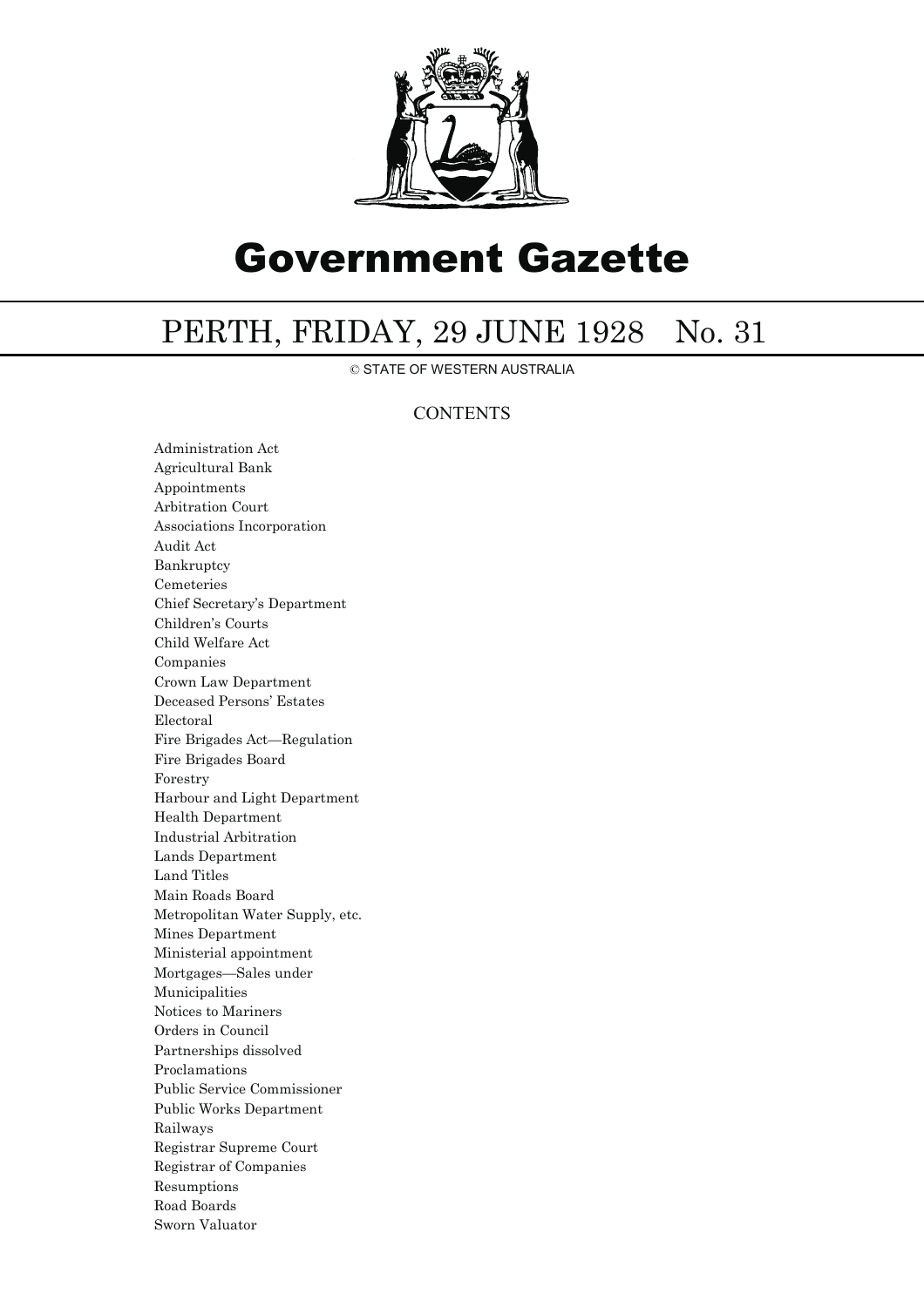# Government Gazette

## PERTH, FRIDAY, 29 JUNE 1928 No. 31

© STATE OF WESTERN AUSTRALIA

### CONTENTS

Administration Act
Agricultural Bank
Appointments
Arbitration Court
Associations Incorporation
Audit Act
Bankruptcy
Cemeteries
Chief Secretary's Department
Children's Courts
Child Welfare Act
Companies
Crown Law Department
Deceased Persons' Estates
Electoral
Fire Brigades Act—Regulation
Fire Brigades Board
Forestry
Harbour and Light Department
Health Department
Industrial Arbitration
Lands Department
Land Titles
Main Roads Board
Metropolitan Water Supply, etc.
Mines Department
Ministerial appointment
Mortgages—Sales under
Municipalities
Notices to Mariners
Orders in Council
Partnerships dissolved
Proclamations
Public Service Commissioner
Public Works Department
Railways
Registrar Supreme Court
Registrar of Companies
Resumptions
Road Boards
Sworn Valuator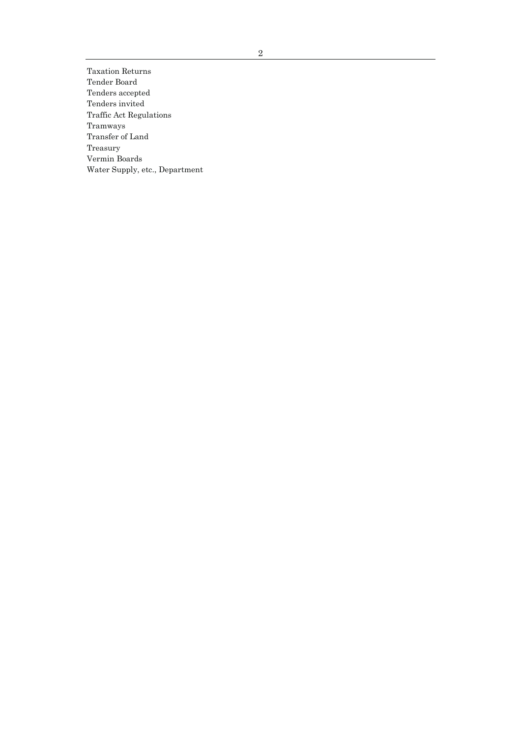Taxation Returns
Tender Board
Tenders accepted
Tenders invited
Traffic Act Regulations
Tramways
Transfer of Land
Treasury
Vermin Boards
Water Supply, etc., Department